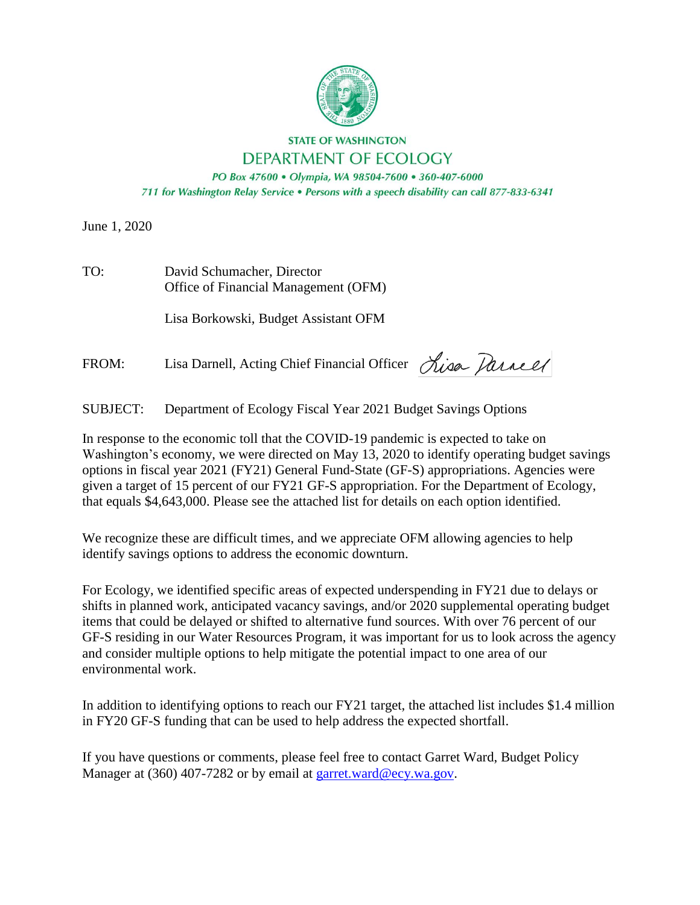**STATE OF WASHINGTON**

**DEPARTMENT OF ECOLOGY**

*PO Box 47600 • Olympia, WA 98504-7600 • 360-407-6000*
*711 for Washington Relay Service • Persons with a speech disability can call 877-833-6341*

June 1, 2020

TO: David Schumacher, Director
Office of Financial Management (OFM)

Lisa Borkowski, Budget Assistant OFM

FROM: Lisa Darnell, Acting Chief Financial Officer

SUBJECT: Department of Ecology Fiscal Year 2021 Budget Savings Options

In response to the economic toll that the COVID-19 pandemic is expected to take on Washington's economy, we were directed on May 13, 2020 to identify operating budget savings options in fiscal year 2021 (FY21) General Fund-State (GF-S) appropriations. Agencies were given a target of 15 percent of our FY21 GF-S appropriation. For the Department of Ecology, that equals $4,643,000. Please see the attached list for details on each option identified.

We recognize these are difficult times, and we appreciate OFM allowing agencies to help identify savings options to address the economic downturn.

For Ecology, we identified specific areas of expected underspending in FY21 due to delays or shifts in planned work, anticipated vacancy savings, and/or 2020 supplemental operating budget items that could be delayed or shifted to alternative fund sources. With over 76 percent of our GF-S residing in our Water Resources Program, it was important for us to look across the agency and consider multiple options to help mitigate the potential impact to one area of our environmental work.

In addition to identifying options to reach our FY21 target, the attached list includes $1.4 million in FY20 GF-S funding that can be used to help address the expected shortfall.

If you have questions or comments, please feel free to contact Garret Ward, Budget Policy Manager at (360) 407-7282 or by email at garret.ward@ecy.wa.gov.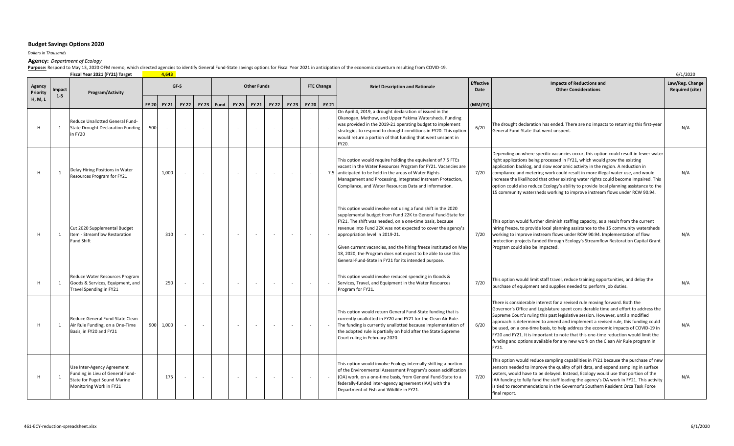## Budget Savings Options 2020

*Dollars in Thousands*

**Agency:** *Department of Ecology*

**Purpose:** Respond to May 13, 2020 OFM memo, which directed agencies to identify General Fund-State savings options for Fiscal Year 2021 in anticipation of the economic downturn resulting from COVID-19.

**Fiscal Year 2021 (FY21) Target** 4,643

6/1/2020

| Agency Priority H, M, L | Impact 1-5 | Program/Activity | GF-S | | | | Other Funds | | | | | FTE Change | | Brief Description and Rationale | Effective Date | Impacts of Reductions and Other Considerations | Law/Reg. Change Required (cite) |
|---|---|---|---|---|---|---|---|---|---|---|---|---|---|---|---|---|---|
| | | | FY 20 | FY 21 | FY 22 | FY 23 | Fund | FY 20 | FY 21 | FY 22 | FY 23 | FY 20 | FY 21 | | (MM/YY) | | |
| H | 1 | Reduce Unallotted General Fund-State Drought Declaration Funding in FY20 | 500 | - | - | - | | - | - | - | - | - | - | On April 4, 2019, a drought declaration of issued in the Okanogan, Methow, and Upper Yakima Watersheds. Funding was provided in the 2019-21 operating budget to implement strategies to respond to drought conditions in FY20. This option would return a portion of that funding that went unspent in FY20. | 6/20 | The drought declaration has ended. There are no impacts to returning this first-year General Fund-State that went unspent. | N/A |
| H | 1 | Delay Hiring Positions in Water Resources Program for FY21 | | 1,000 | - | - | | - | - | - | - | - | 7.5 | This option would require holding the equivalent of 7.5 FTEs vacant in the Water Resources Program for FY21. Vacancies are anticipated to be held in the areas of Water Rights Management and Processing, Integrated Instream Protection, Compliance, and Water Resources Data and Information. | 7/20 | Depending on where specific vacancies occur, this option could result in fewer water right applications being processed in FY21, which would grow the existing application backlog, and slow economic activity in the region. A reduction in compliance and metering work could result in more illegal water use, and would increase the likelihood that other existing water rights could become impaired. This option could also reduce Ecology's ability to provide local planning assistance to the 15 community watersheds working to improve instream flows under RCW 90.94. | N/A |
| H | 1 | Cut 2020 Supplemental Budget Item - Streamflow Restoration Fund Shift | | 310 | - | - | | - | - | - | - | - | - | This option would involve not using a fund shift in the 2020 supplemental budget from Fund 22K to General Fund-State for FY21. The shift was needed, on a one-time basis, because revenue into Fund 22K was not expected to cover the agency's appropriation level in 2019-21.<br><br>Given current vacancies, and the hiring freeze instituted on May 18, 2020, the Program does not expect to be able to use this General-Fund-State in FY21 for its intended purpose. | 7/20 | This option would further diminish staffing capacity, as a result from the current hiring freeze, to provide local planning assistance to the 15 community watersheds working to improve instream flows under RCW 90.94. Implementation of flow protection projects funded through Ecology's Streamflow Restoration Capital Grant Program could also be impacted. | N/A |
| H | 1 | Reduce Water Resources Program Goods & Services, Equipment, and Travel Spending in FY21 | | 250 | - | - | | - | - | - | - | - | - | This option would involve reduced spending in Goods & Services, Travel, and Equipment in the Water Resources Program for FY21. | 7/20 | This option would limit staff travel, reduce training opportunities, and delay the purchase of equipment and supplies needed to perform job duties. | N/A |
| H | 1 | Reduce General Fund-State Clean Air Rule Funding, on a One-Time Basis, in FY20 and FY21 | 900 | 1,000 | - | - | | - | - | - | - | - | - | This option would return General Fund-State funding that is currently unallotted in FY20 and FY21 for the Clean Air Rule. The funding is currently unallotted because implementation of the adopted rule is partially on hold after the State Supreme Court ruling in February 2020. | 6/20 | There is considerable interest for a revised rule moving forward. Both the Governor's Office and Legislature spent considerable time and effort to address the Supreme Court's ruling this past legislative session. However, until a modified approach is determined to amend and implement a revised rule, this funding could be used, on a one-time basis, to help address the economic impacts of COVID-19 in FY20 and FY21. It is important to note that this one-time reduction would limit the funding and options available for any new work on the Clean Air Rule program in FY21. | N/A |
| H | 1 | Use Inter-Agency Agreement Funding in Lieu of General Fund-State for Puget Sound Marine Monitoring Work in FY21 | | 175 | - | - | | - | - | - | - | - | - | This option would involve Ecology internally shifting a portion of the Environmental Assessment Program's ocean acidification (OA) work, on a one-time basis, from General Fund-State to a federally-funded inter-agency agreement (IAA) with the Department of Fish and Wildlife in FY21. | 7/20 | This option would reduce sampling capabilities in FY21 because the purchase of new sensors needed to improve the quality of pH data, and expand sampling in surface waters, would have to be delayed. Instead, Ecology would use that portion of the IAA funding to fully fund the staff leading the agency's OA work in FY21. This activity is tied to recommendations in the Governor's Southern Resident Orca Task Force final report. | N/A |

461-ECY-reduction-spreadsheet.xlsx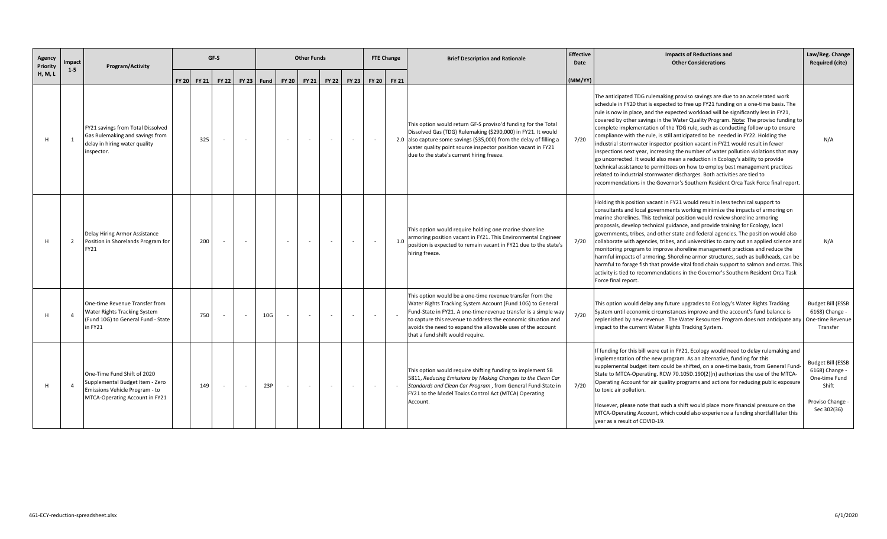| Agency Priority H, M, L | Impact 1-5 | Program/Activity | GF-S | | | | Other Funds | | | | | FTE Change | | Brief Description and Rationale | Effective Date | Impacts of Reductions and Other Considerations | Law/Reg. Change Required (cite) |
|---|---|---|---|---|---|---|---|---|---|---|---|---|---|---|---|---|---|
| | | | FY 20 | FY 21 | FY 22 | FY 23 | Fund | FY 20 | FY 21 | FY 22 | FY 23 | FY 20 | FY 21 | | (MM/YY) | | |
| H | 1 | FY21 savings from Total Dissolved Gas Rulemaking and savings from delay in hiring water quality inspector. | | 325 | - | - | | - | - | - | - | - | 2.0 | This option would return GF-S proviso'd funding for the Total Dissolved Gas (TDG) Rulemaking ($290,000) in FY21. It would also capture some savings ($35,000) from the delay of filling a water quality point source inspector position vacant in FY21 due to the state's current hiring freeze. | 7/20 | The anticipated TDG rulemaking proviso savings are due to an accelerated work schedule in FY20 that is expected to free up FY21 funding on a one-time basis. The rule is now in place, and the expected workload will be significantly less in FY21, covered by other savings in the Water Quality Program. Note: The proviso funding to complete implementation of the TDG rule, such as conducting follow up to ensure compliance with the rule, is still anticipated to be needed in FY22. Holding the industrial stormwater inspector position vacant in FY21 would result in fewer inspections next year, increasing the number of water pollution violations that may go uncorrected. It would also mean a reduction in Ecology's ability to provide technical assistance to permittees on how to employ best management practices related to industrial stormwater discharges. Both activities are tied to recommendations in the Governor's Southern Resident Orca Task Force final report. | N/A |
| H | 2 | Delay Hiring Armor Assistance Position in Shorelands Program for FY21 | | 200 | - | - | | - | - | - | - | - | 1.0 | This option would require holding one marine shoreline armoring position vacant in FY21. This Environmental Engineer position is expected to remain vacant in FY21 due to the state's hiring freeze. | 7/20 | Holding this position vacant in FY21 would result in less technical support to consultants and local governments working minimize the impacts of armoring on marine shorelines. This technical position would review shoreline armoring proposals, develop technical guidance, and provide training for Ecology, local governments, tribes, and other state and federal agencies. The position would also collaborate with agencies, tribes, and universities to carry out an applied science and monitoring program to improve shoreline management practices and reduce the harmful impacts of armoring. Shoreline armor structures, such as bulkheads, can be harmful to forage fish that provide vital food chain support to salmon and orcas. This activity is tied to recommendations in the Governor's Southern Resident Orca Task Force final report. | N/A |
| H | 4 | One-time Revenue Transfer from Water Rights Tracking System (Fund 10G) to General Fund - State in FY21 | | 750 | - | - | 10G | - | - | - | - | - | - | This option would be a one-time revenue transfer from the Water Rights Tracking System Account (Fund 10G) to General Fund-State in FY21. A one-time revenue transfer is a simple way to capture this revenue to address the economic situation and avoids the need to expand the allowable uses of the account that a fund shift would require. | 7/20 | This option would delay any future upgrades to Ecology's Water Rights Tracking System until economic circumstances improve and the account's fund balance is replenished by new revenue. The Water Resources Program does not anticipate any impact to the current Water Rights Tracking System. | Budget Bill (ESSB 6168) Change - One-time Revenue Transfer |
| H | 4 | One-Time Fund Shift of 2020 Supplemental Budget Item - Zero Emissions Vehicle Program - to MTCA-Operating Account in FY21 | | 149 | - | - | 23P | - | - | - | - | - | - | This option would require shifting funding to implement SB 5811, *Reducing Emissions by Making Changes to the Clean Car Standards and Clean Car Program*, from General Fund-State in FY21 to the Model Toxics Control Act (MTCA) Operating Account. | 7/20 | If funding for this bill were cut in FY21, Ecology would need to delay rulemaking and implementation of the new program. As an alternative, funding for this supplemental budget item could be shifted, on a one-time basis, from General Fund-State to MTCA-Operating. RCW 70.105D.190(2)(n) authorizes the use of the MTCA-Operating Account for air quality programs and actions for reducing public exposure to toxic air pollution.<br><br>However, please note that such a shift would place more financial pressure on the MTCA-Operating Account, which could also experience a funding shortfall later this year as a result of COVID-19. | Budget Bill (ESSB 6168) Change - One-time Fund Shift<br><br>Proviso Change - Sec 302(36) |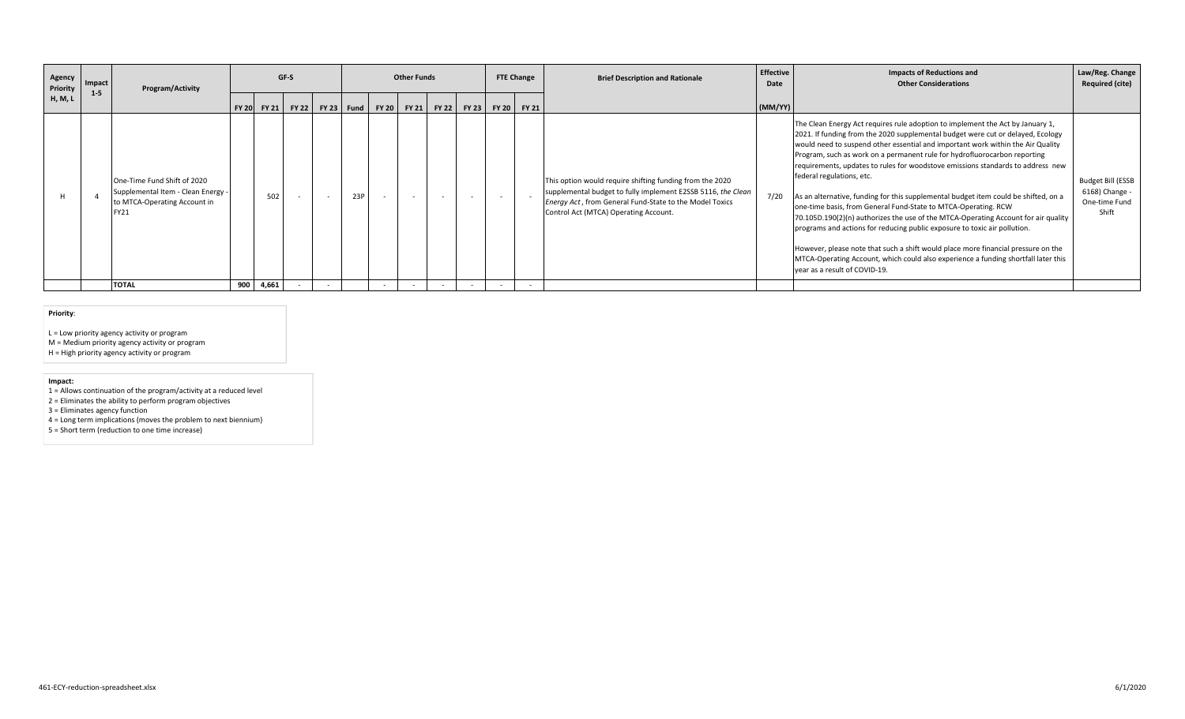| Agency Priority H, M, L | Impact 1-5 | Program/Activity | GF-S | | | | Other Funds | | | | | FTE Change | | Brief Description and Rationale | Effective Date | Impacts of Reductions and Other Considerations | Law/Reg. Change Required (cite) |
|---|---|---|---|---|---|---|---|---|---|---|---|---|---|---|---|---|---|
| | | | FY 20 | FY 21 | FY 22 | FY 23 | Fund | FY 20 | FY 21 | FY 22 | FY 23 | FY 20 | FY 21 | | (MM/YY) | | |
| H | 4 | One-Time Fund Shift of 2020 Supplemental Item - Clean Energy - to MTCA-Operating Account in FY21 | | 502 | - | - | 23P | - | - | - | - | - | - | This option would require shifting funding from the 2020 supplemental budget to fully implement E2SSB 5116, *the Clean Energy Act*, from General Fund-State to the Model Toxics Control Act (MTCA) Operating Account. | 7/20 | The Clean Energy Act requires rule adoption to implement the Act by January 1, 2021. If funding from the 2020 supplemental budget were cut or delayed, Ecology would need to suspend other essential and important work within the Air Quality Program, such as work on a permanent rule for hydrofluorocarbon reporting requirements, updates to rules for woodstove emissions standards to address new federal regulations, etc.<br><br>As an alternative, funding for this supplemental budget item could be shifted, on a one-time basis, from General Fund-State to MTCA-Operating. RCW 70.105D.190(2)(n) authorizes the use of the MTCA-Operating Account for air quality programs and actions for reducing public exposure to toxic air pollution.<br><br>However, please note that such a shift would place more financial pressure on the MTCA-Operating Account, which could also experience a funding shortfall later this year as a result of COVID-19. | Budget Bill (ESSB 6168) Change - One-time Fund Shift |
| | | **TOTAL** | 900 | 4,661 | - | - | | - | - | - | - | - | - | | | | |

**Priority**:

L = Low priority agency activity or program
M = Medium priority agency activity or program
H = High priority agency activity or program

**Impact:**

1 = Allows continuation of the program/activity at a reduced level
2 = Eliminates the ability to perform program objectives
3 = Eliminates agency function
4 = Long term implications (moves the problem to next biennium)
5 = Short term (reduction to one time increase)

461-ECY-reduction-spreadsheet.xlsx

6/1/2020